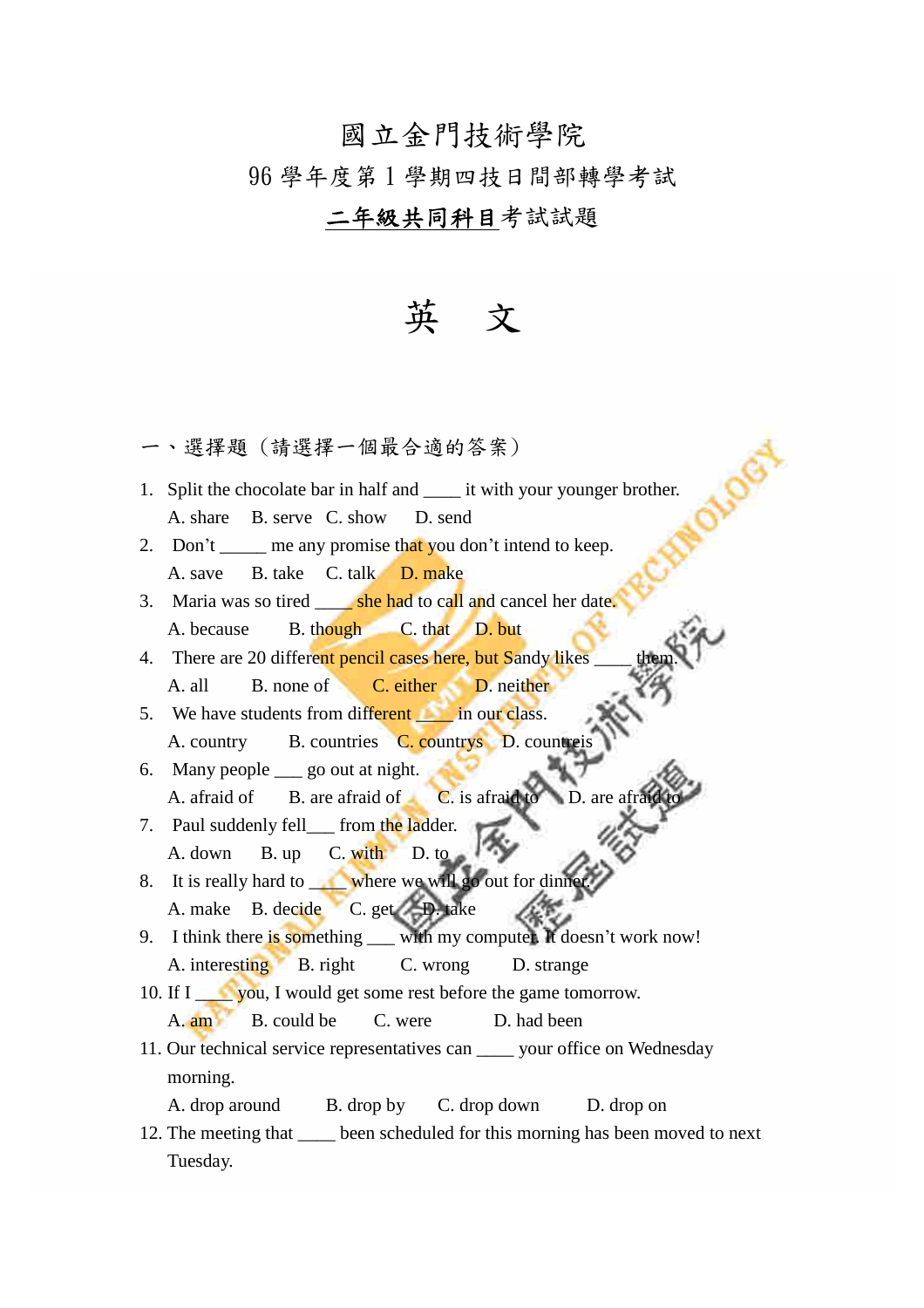# 國立金門技術學院

## 96 學年度第 1 學期四技日間部轉學考試

## 二年級共同科目考試試題

# 英　文

一、選擇題（請選擇一個最合適的答案）

1. Split the chocolate bar in half and ____ it with your younger brother.
   A. share　B. serve　C. show　D. send
2. Don't _____ me any promise that you don't intend to keep.
   A. save　B. take　C. talk　D. make
3. Maria was so tired ____ she had to call and cancel her date.
   A. because　B. though　C. that　D. but
4. There are 20 different pencil cases here, but Sandy likes ____ them.
   A. all　B. none of　C. either　D. neither
5. We have students from different ____ in our class.
   A. country　B. countries　C. countrys　D. countreis
6. Many people ___ go out at night.
   A. afraid of　B. are afraid of　C. is afraid to　D. are afraid to
7. Paul suddenly fell___ from the ladder.
   A. down　B. up　C. with　D. to
8. It is really hard to ____ where we will go out for dinner.
   A. make　B. decide　C. get　D. take
9. I think there is something ___ with my computer. It doesn't work now!
   A. interesting　B. right　C. wrong　D. strange
10. If I ____ you, I would get some rest before the game tomorrow.
    A. am　B. could be　C. were　D. had been
11. Our technical service representatives can ____ your office on Wednesday morning.
    A. drop around　B. drop by　C. drop down　D. drop on
12. The meeting that ____ been scheduled for this morning has been moved to next Tuesday.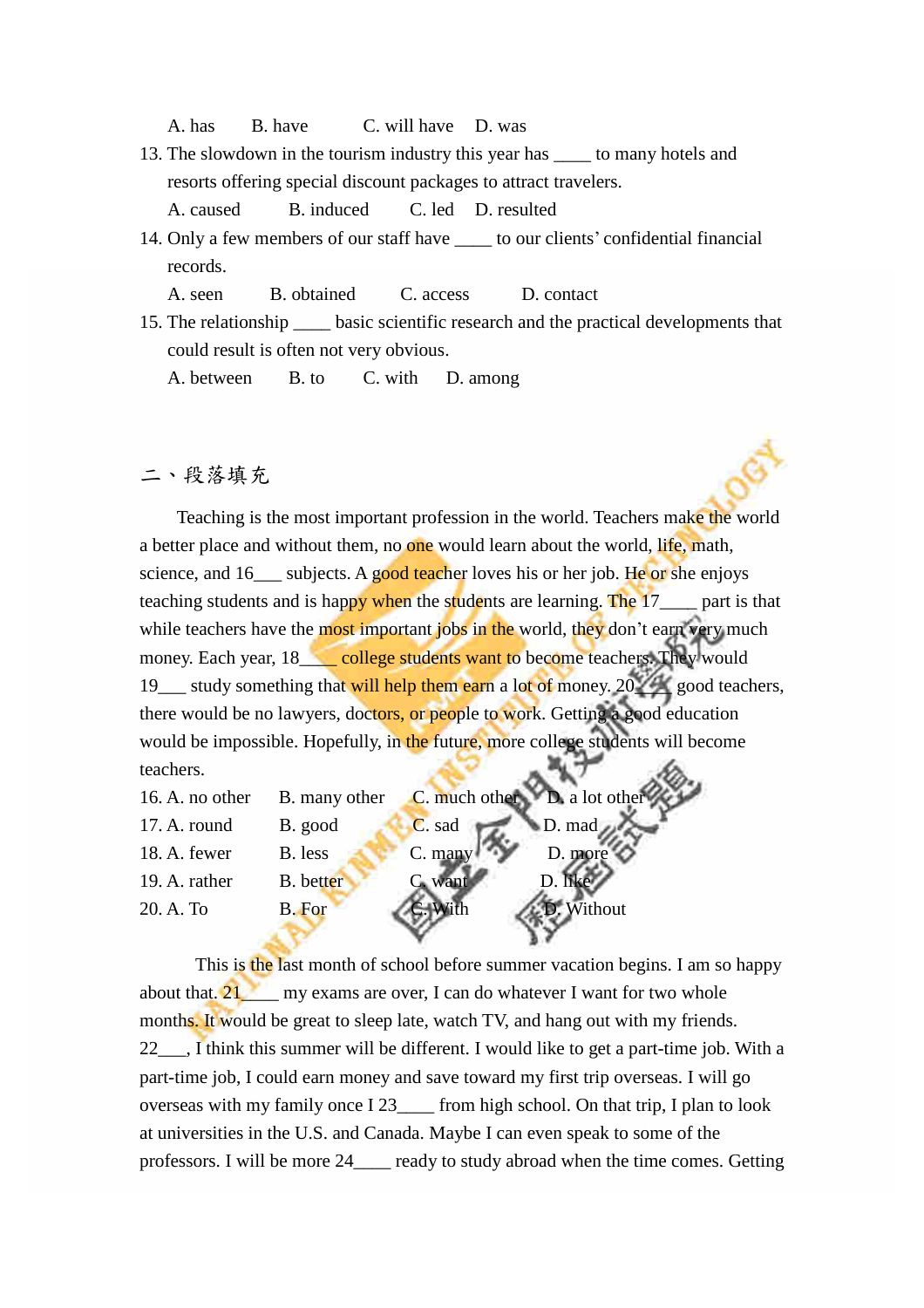A. has B. have C. will have D. was

13. The slowdown in the tourism industry this year has ____ to many hotels and resorts offering special discount packages to attract travelers.

A. caused B. induced C. led D. resulted

14. Only a few members of our staff have ____ to our clients' confidential financial records.

A. seen B. obtained C. access D. contact

15. The relationship ____ basic scientific research and the practical developments that could result is often not very obvious.

A. between B. to C. with D. among

## 二、段落填充

Teaching is the most important profession in the world. Teachers make the world a better place and without them, no one would learn about the world, life, math, science, and 16___ subjects. A good teacher loves his or her job. He or she enjoys teaching students and is happy when the students are learning. The 17____ part is that while teachers have the most important jobs in the world, they don't earn very much money. Each year, 18____ college students want to become teachers. They would 19___ study something that will help them earn a lot of money. 20____ good teachers, there would be no lawyers, doctors, or people to work. Getting a good education would be impossible. Hopefully, in the future, more college students will become teachers.

16. A. no other B. many other C. much other D. a lot other

17. A. round B. good C. sad D. mad

18. A. fewer B. less C. many D. more

19. A. rather B. better C. want D. like

20. A. To B. For C. With D. Without

This is the last month of school before summer vacation begins. I am so happy about that. 21____ my exams are over, I can do whatever I want for two whole months. It would be great to sleep late, watch TV, and hang out with my friends. 22___, I think this summer will be different. I would like to get a part-time job. With a part-time job, I could earn money and save toward my first trip overseas. I will go overseas with my family once I 23____ from high school. On that trip, I plan to look at universities in the U.S. and Canada. Maybe I can even speak to some of the professors. I will be more 24____ ready to study abroad when the time comes. Getting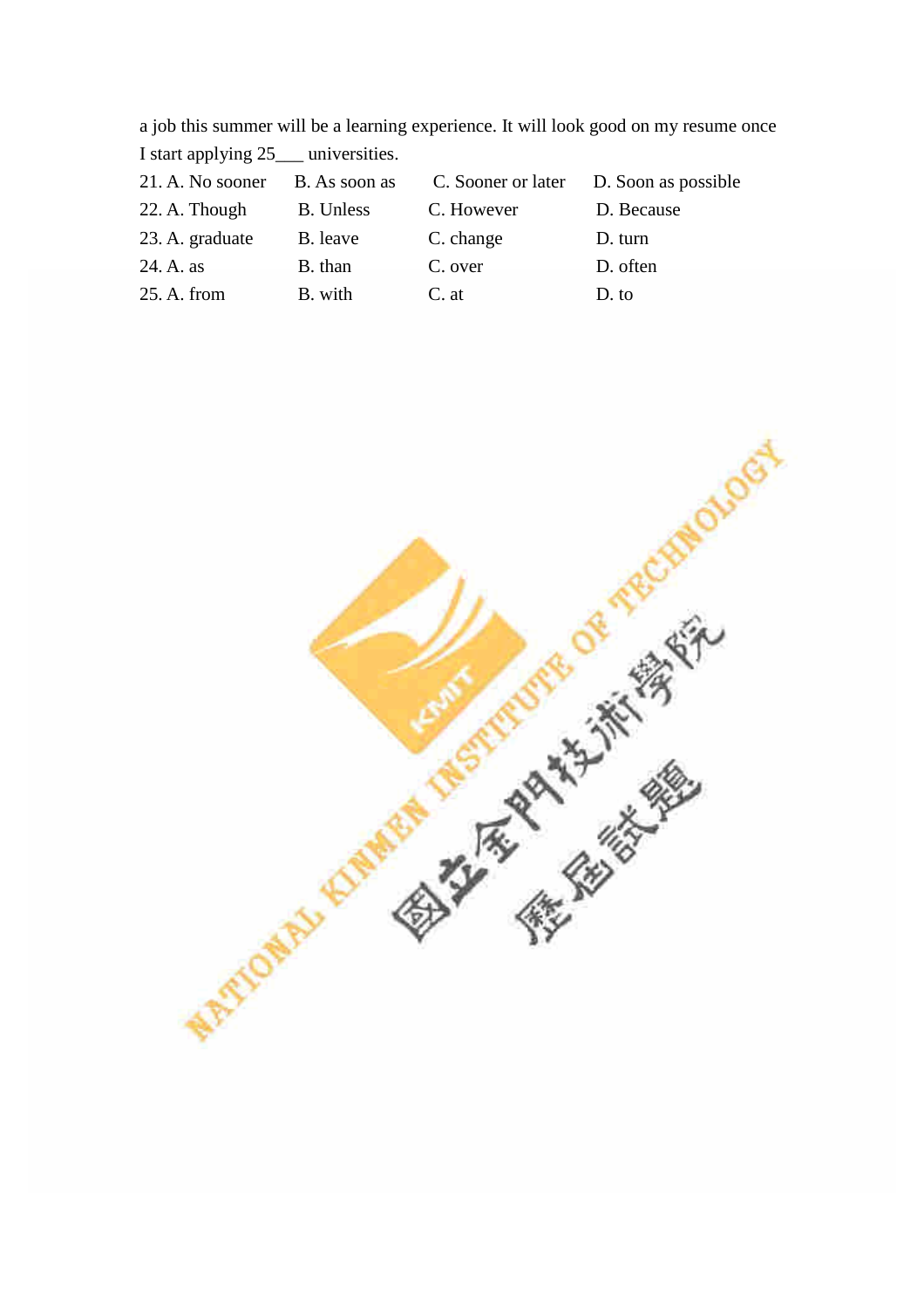a job this summer will be a learning experience. It will look good on my resume once I start applying 25___ universities.

21. A. No sooner B. As soon as C. Sooner or later D. Soon as possible

22. A. Though B. Unless C. However D. Because

23. A. graduate B. leave C. change D. turn

24. A. as B. than C. over D. often

25. A. from B. with C. at D. to